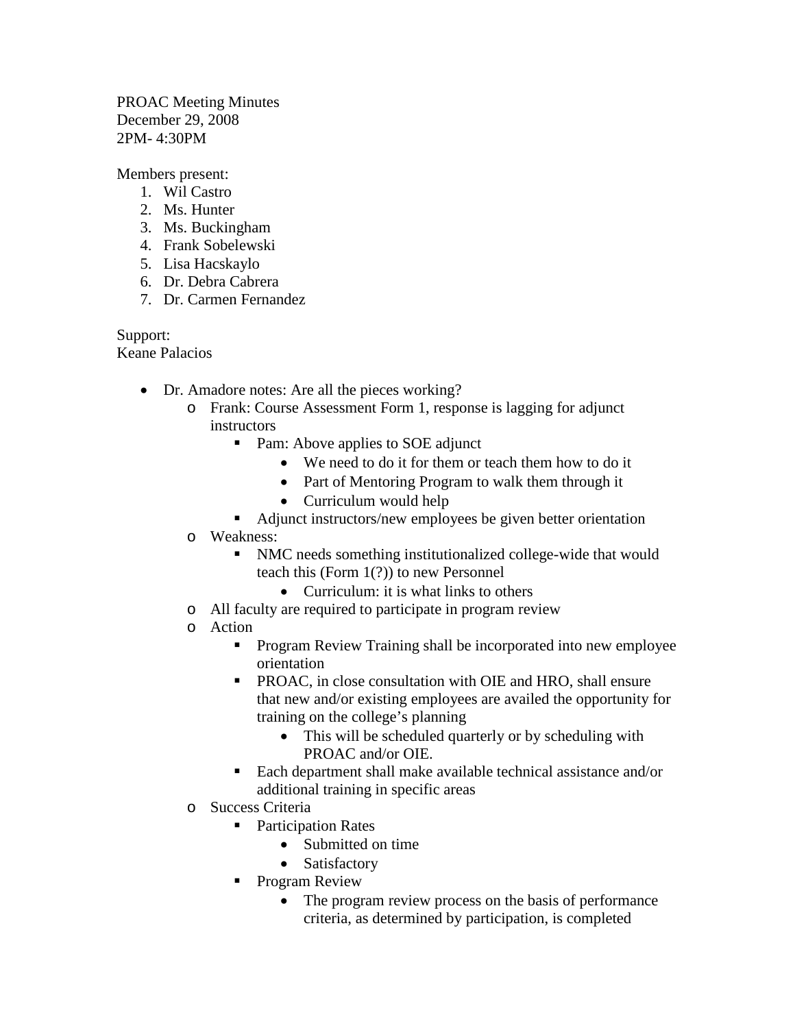PROAC Meeting Minutes
December 29, 2008
2PM- 4:30PM

Members present:

1. Wil Castro
2. Ms. Hunter
3. Ms. Buckingham
4. Frank Sobelewski
5. Lisa Hacskaylo
6. Dr. Debra Cabrera
7. Dr. Carmen Fernandez

Support:
Keane Palacios

- Dr. Amadore notes: Are all the pieces working?
    - Frank: Course Assessment Form 1, response is lagging for adjunct instructors
        - Pam: Above applies to SOE adjunct
            - We need to do it for them or teach them how to do it
            - Part of Mentoring Program to walk them through it
            - Curriculum would help
        - Adjunct instructors/new employees be given better orientation
    - Weakness:
        - NMC needs something institutionalized college-wide that would teach this (Form 1(?)) to new Personnel
            - Curriculum: it is what links to others
    - All faculty are required to participate in program review
    - Action
        - Program Review Training shall be incorporated into new employee orientation
        - PROAC, in close consultation with OIE and HRO, shall ensure that new and/or existing employees are availed the opportunity for training on the college's planning
            - This will be scheduled quarterly or by scheduling with PROAC and/or OIE.
        - Each department shall make available technical assistance and/or additional training in specific areas
    - Success Criteria
        - Participation Rates
            - Submitted on time
            - Satisfactory
        - Program Review
            - The program review process on the basis of performance criteria, as determined by participation, is completed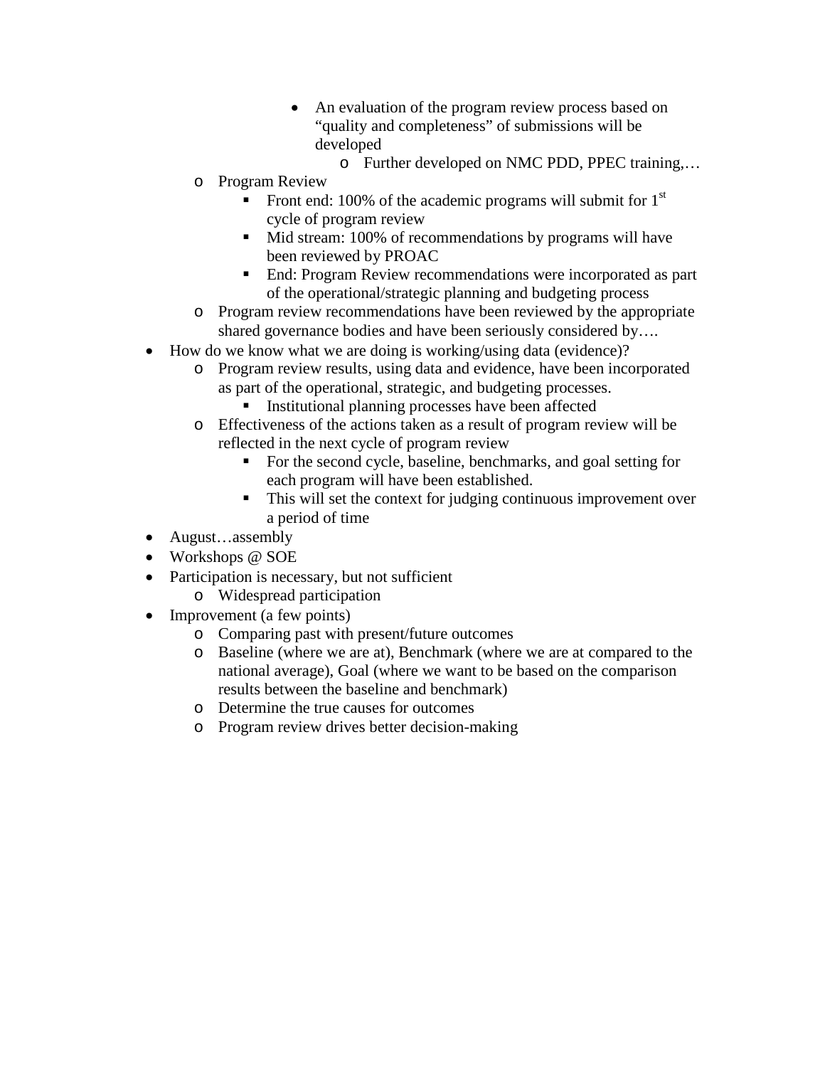- An evaluation of the program review process based on "quality and completeness" of submissions will be developed
            - Further developed on NMC PDD, PPEC training,…
    - Program Review
        - Front end: 100% of the academic programs will submit for 1st cycle of program review
        - Mid stream: 100% of recommendations by programs will have been reviewed by PROAC
        - End: Program Review recommendations were incorporated as part of the operational/strategic planning and budgeting process
    - Program review recommendations have been reviewed by the appropriate shared governance bodies and have been seriously considered by….
- How do we know what we are doing is working/using data (evidence)?
    - Program review results, using data and evidence, have been incorporated as part of the operational, strategic, and budgeting processes.
        - Institutional planning processes have been affected
    - Effectiveness of the actions taken as a result of program review will be reflected in the next cycle of program review
        - For the second cycle, baseline, benchmarks, and goal setting for each program will have been established.
        - This will set the context for judging continuous improvement over a period of time
- August…assembly
- Workshops @ SOE
- Participation is necessary, but not sufficient
    - Widespread participation
- Improvement (a few points)
    - Comparing past with present/future outcomes
    - Baseline (where we are at), Benchmark (where we are at compared to the national average), Goal (where we want to be based on the comparison results between the baseline and benchmark)
    - Determine the true causes for outcomes
    - Program review drives better decision-making